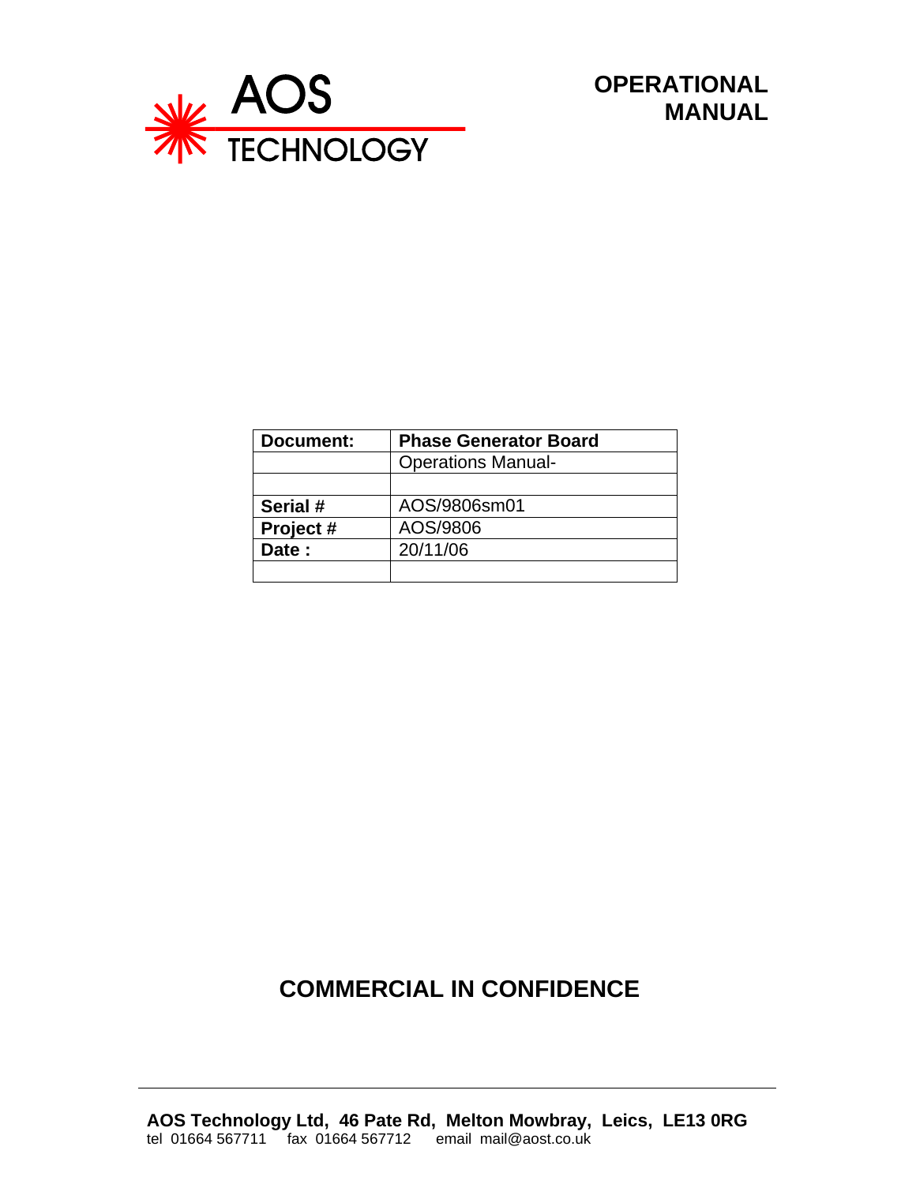AOS TECHNOLOGY

# OPERATIONAL MANUAL

| **Document:** | **Phase Generator Board** |
|---|---|
| | Operations Manual- |
| | |
| **Serial #** | AOS/9806sm01 |
| **Project #** | AOS/9806 |
| **Date :** | 20/11/06 |
| | |

## COMMERCIAL IN CONFIDENCE

**AOS Technology Ltd, 46 Pate Rd, Melton Mowbray, Leics, LE13 0RG**
tel 01664 567711 fax 01664 567712 email mail@aost.co.uk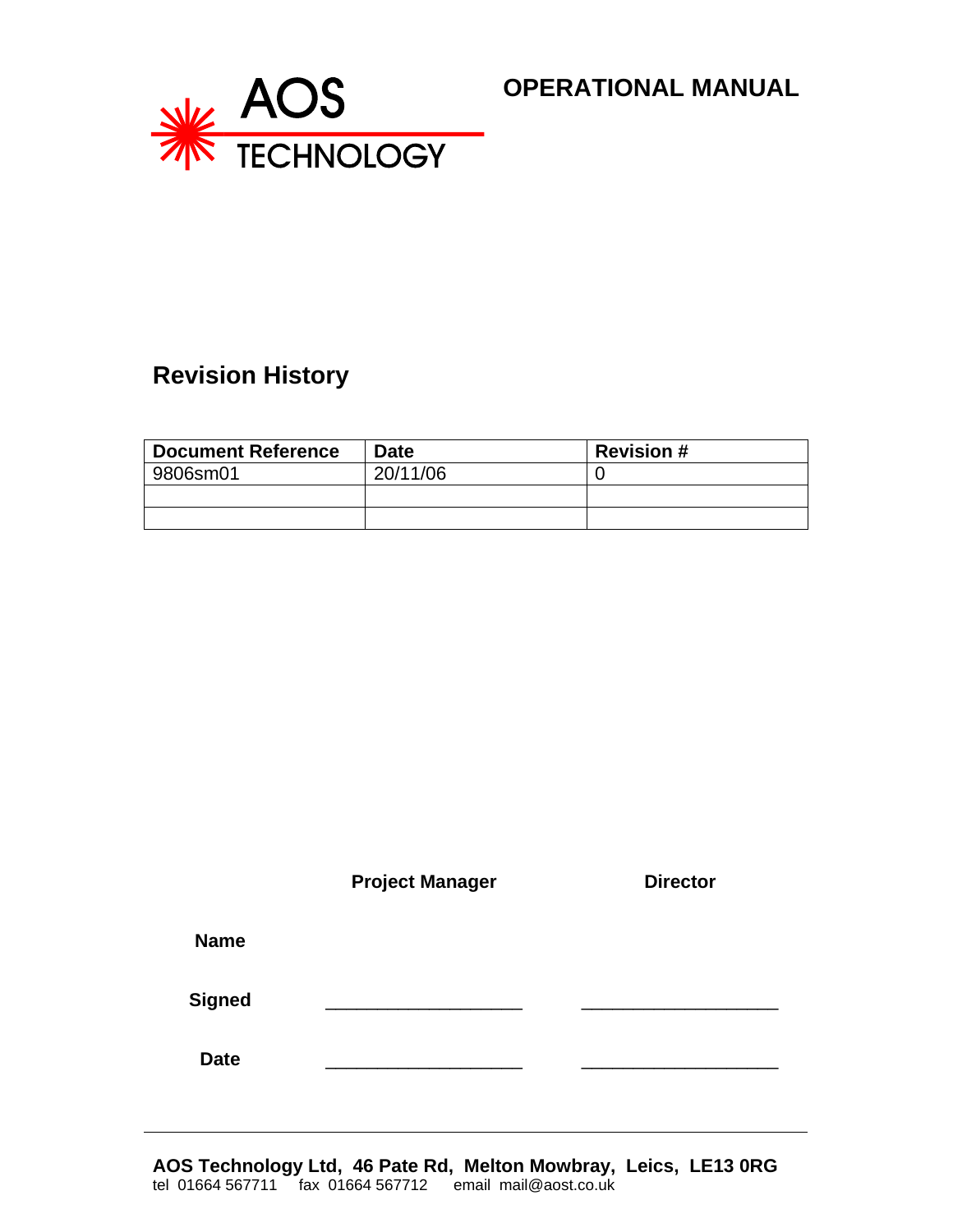AOS TECHNOLOGY

# OPERATIONAL MANUAL

## Revision History

| Document Reference | Date | Revision # |
|---|---|---|
| 9806sm01 | 20/11/06 | 0 |
| | | |
| | | |

| | Project Manager | Director |
|---|---|---|
| **Name** | | |
| **Signed** | ____________________ | ____________________ |
| **Date** | ____________________ | ____________________ |

---

**AOS Technology Ltd, 46 Pate Rd, Melton Mowbray, Leics, LE13 0RG**
tel 01664 567711 fax 01664 567712 email mail@aost.co.uk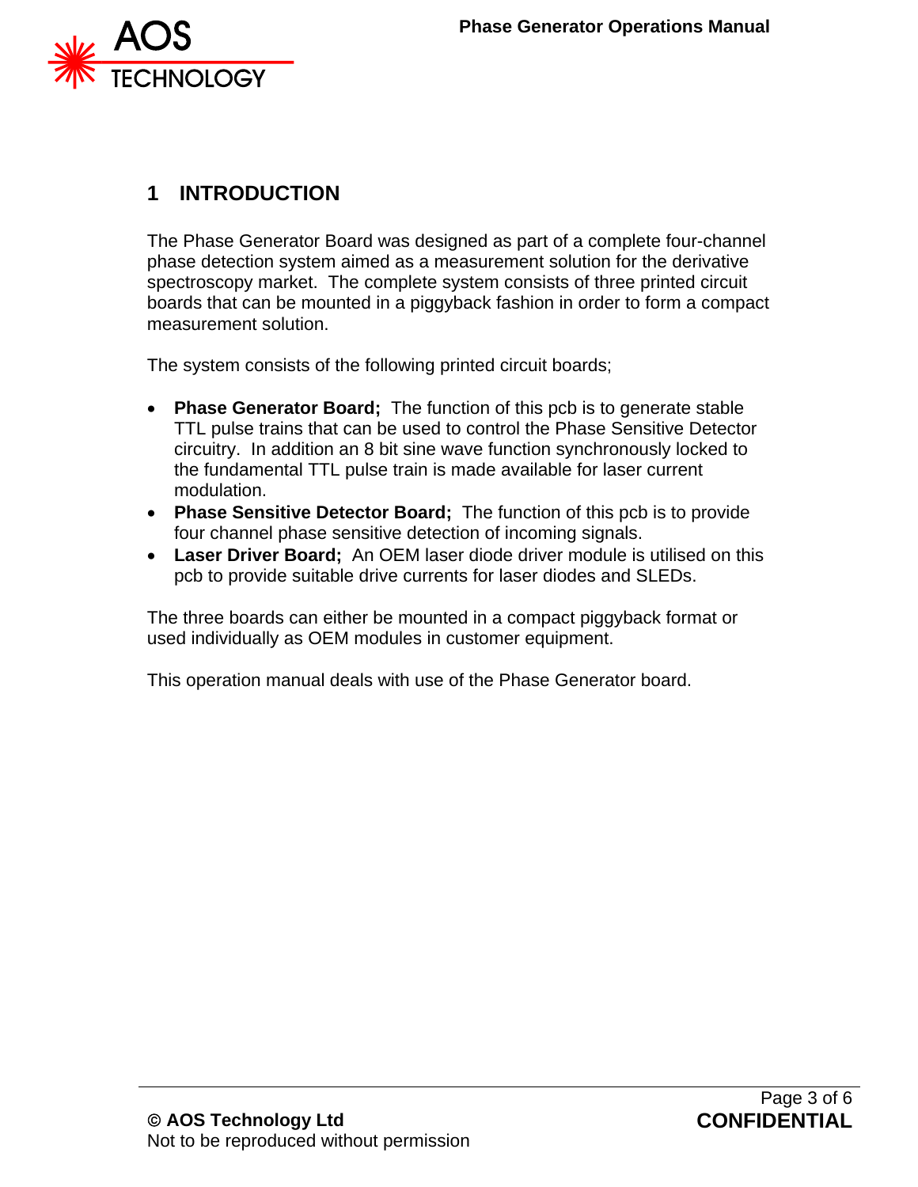# 1 INTRODUCTION

The Phase Generator Board was designed as part of a complete four-channel phase detection system aimed as a measurement solution for the derivative spectroscopy market. The complete system consists of three printed circuit boards that can be mounted in a piggyback fashion in order to form a compact measurement solution.

The system consists of the following printed circuit boards;

- **Phase Generator Board;** The function of this pcb is to generate stable TTL pulse trains that can be used to control the Phase Sensitive Detector circuitry. In addition an 8 bit sine wave function synchronously locked to the fundamental TTL pulse train is made available for laser current modulation.
- **Phase Sensitive Detector Board;** The function of this pcb is to provide four channel phase sensitive detection of incoming signals.
- **Laser Driver Board;** An OEM laser diode driver module is utilised on this pcb to provide suitable drive currents for laser diodes and SLEDs.

The three boards can either be mounted in a compact piggyback format or used individually as OEM modules in customer equipment.

This operation manual deals with use of the Phase Generator board.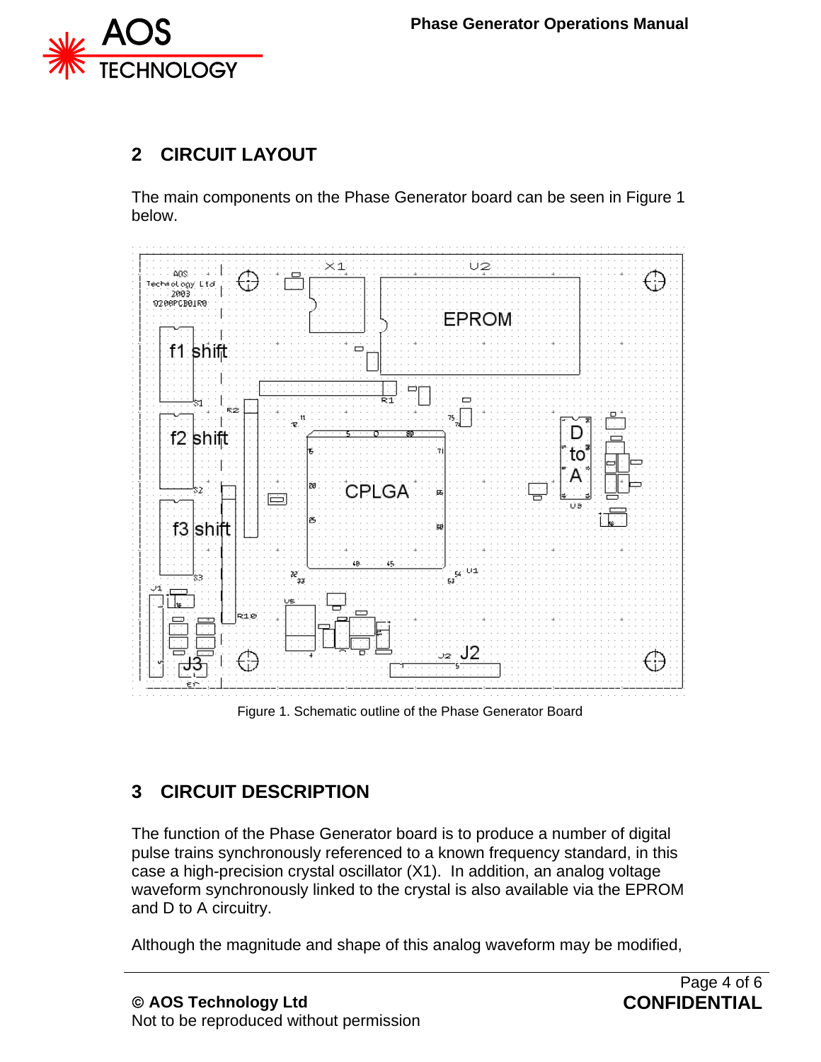## 2 CIRCUIT LAYOUT

The main components on the Phase Generator board can be seen in Figure 1 below.

Figure 1. Schematic outline of the Phase Generator Board

## 3 CIRCUIT DESCRIPTION

The function of the Phase Generator board is to produce a number of digital pulse trains synchronously referenced to a known frequency standard, in this case a high-precision crystal oscillator (X1). In addition, an analog voltage waveform synchronously linked to the crystal is also available via the EPROM and D to A circuitry.

Although the magnitude and shape of this analog waveform may be modified,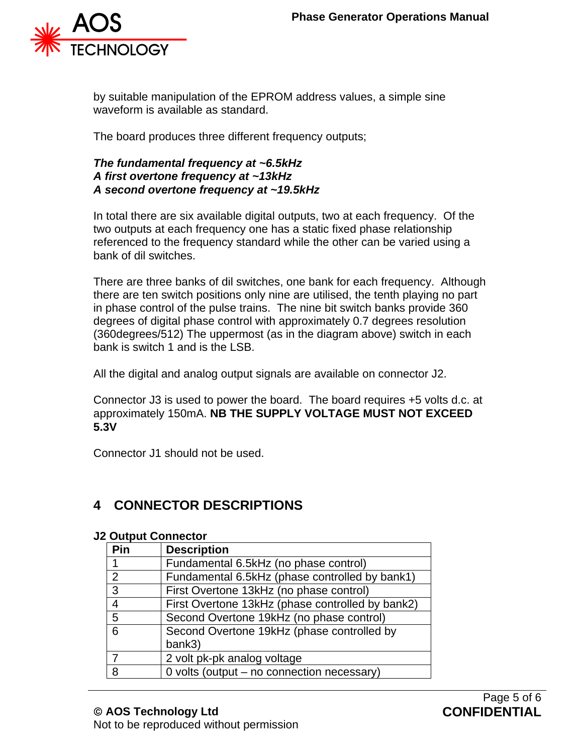by suitable manipulation of the EPROM address values, a simple sine waveform is available as standard.

The board produces three different frequency outputs;

***The fundamental frequency at ~6.5kHz***
***A first overtone frequency at ~13kHz***
***A second overtone frequency at ~19.5kHz***

In total there are six available digital outputs, two at each frequency. Of the two outputs at each frequency one has a static fixed phase relationship referenced to the frequency standard while the other can be varied using a bank of dil switches.

There are three banks of dil switches, one bank for each frequency. Although there are ten switch positions only nine are utilised, the tenth playing no part in phase control of the pulse trains. The nine bit switch banks provide 360 degrees of digital phase control with approximately 0.7 degrees resolution (360degrees/512) The uppermost (as in the diagram above) switch in each bank is switch 1 and is the LSB.

All the digital and analog output signals are available on connector J2.

Connector J3 is used to power the board. The board requires +5 volts d.c. at approximately 150mA. **NB THE SUPPLY VOLTAGE MUST NOT EXCEED 5.3V**

Connector J1 should not be used.

# 4 CONNECTOR DESCRIPTIONS

**J2 Output Connector**

| Pin | Description |
|---|---|
| 1 | Fundamental 6.5kHz (no phase control) |
| 2 | Fundamental 6.5kHz (phase controlled by bank1) |
| 3 | First Overtone 13kHz (no phase control) |
| 4 | First Overtone 13kHz (phase controlled by bank2) |
| 5 | Second Overtone 19kHz (no phase control) |
| 6 | Second Overtone 19kHz (phase controlled by bank3) |
| 7 | 2 volt pk-pk analog voltage |
| 8 | 0 volts (output – no connection necessary) |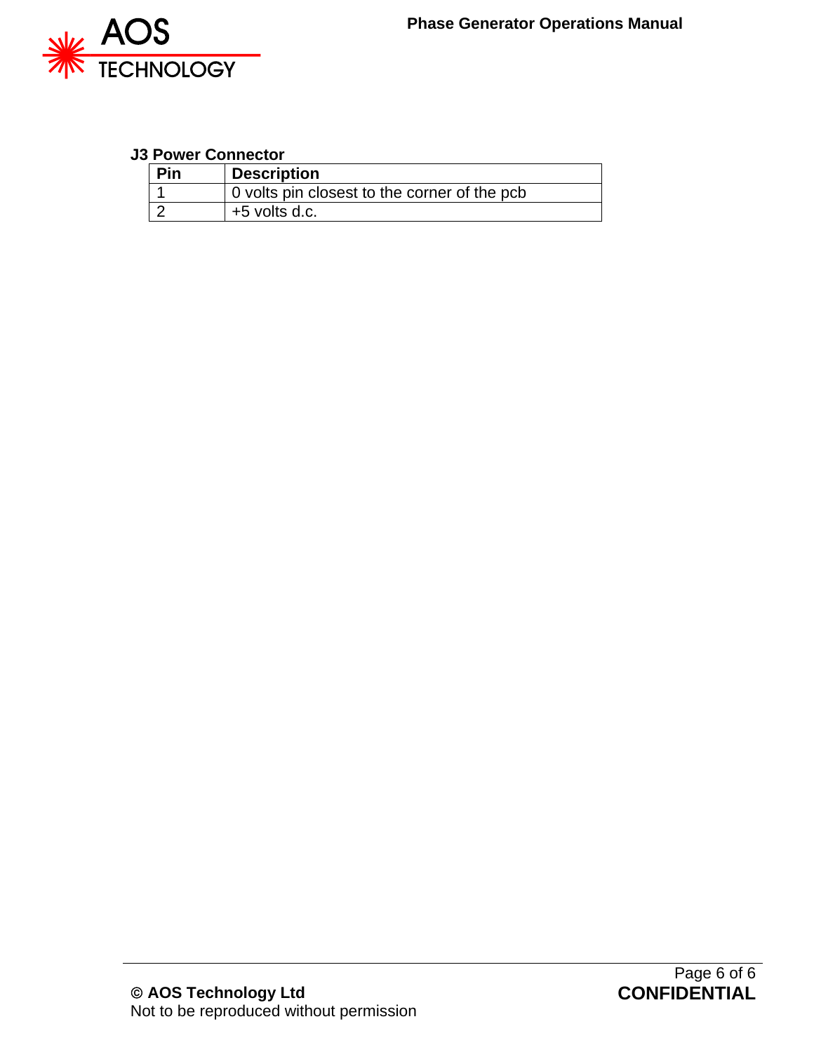**J3 Power Connector**

| Pin | Description |
| --- | --- |
| 1 | 0 volts pin closest to the corner of the pcb |
| 2 | +5 volts d.c. |